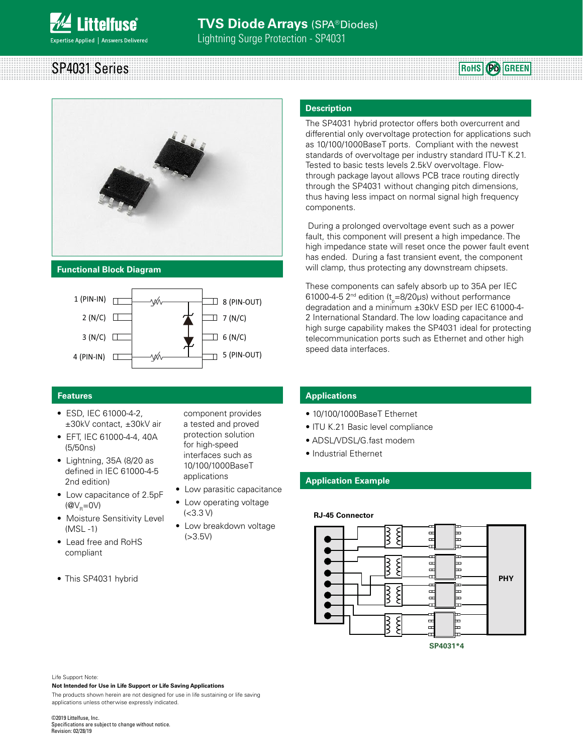# TVS Diode Arrays (SPA®Diodes)

Lightning Surge Protection - SP4031

## SP4031 Series

RoHS Pb GREEN

## Functional Block Diagram

1 (PIN-IN)
2 (N/C)
3 (N/C)
4 (PIN-IN)
8 (PIN-OUT)
7 (N/C)
6 (N/C)
5 (PIN-OUT)

## Description

The SP4031 hybrid protector offers both overcurrent and differential only overvoltage protection for applications such as 10/100/1000BaseT ports. Compliant with the newest standards of overvoltage per industry standard ITU-T K.21. Tested to basic tests levels 2.5kV overvoltage. Flow-through package layout allows PCB trace routing directly through the SP4031 without changing pitch dimensions, thus having less impact on normal signal high frequency components.

During a prolonged overvoltage event such as a power fault, this component will present a high impedance. The high impedance state will reset once the power fault event has ended. During a fast transient event, the component will clamp, thus protecting any downstream chipsets.

These components can safely absorb up to 35A per IEC 61000-4-5 2nd edition ($t_p$=8/20μs) without performance degradation and a minimum ±30kV ESD per IEC 61000-4-2 International Standard. The low loading capacitance and high surge capability makes the SP4031 ideal for protecting telecommunication ports such as Ethernet and other high speed data interfaces.

## Features

- ESD, IEC 61000-4-2, ±30kV contact, ±30kV air
- EFT, IEC 61000-4-4, 40A (5/50ns)
- Lightning, 35A (8/20 as defined in IEC 61000-4-5 2nd edition)
- Low capacitance of 2.5pF (@$V_R$=0V)
- Moisture Sensitivity Level (MSL -1)
- Lead free and RoHS compliant
- This SP4031 hybrid component provides a tested and proved protection solution for high-speed interfaces such as 10/100/1000BaseT applications
- Low parasitic capacitance
- Low operating voltage (<3.3 V)
- Low breakdown voltage (>3.5V)

## Applications

- 10/100/1000BaseT Ethernet
- ITU K.21 Basic level compliance
- ADSL/VDSL/G.fast modem
- Industrial Ethernet

## Application Example

RJ-45 Connector

PHY

SP4031*4

Life Support Note:

**Not Intended for Use in Life Support or Life Saving Applications**

The products shown herein are not designed for use in life sustaining or life saving applications unless otherwise expressly indicated.

©2019 Littelfuse, Inc.
Specifications are subject to change without notice.
Revision: 02/28/19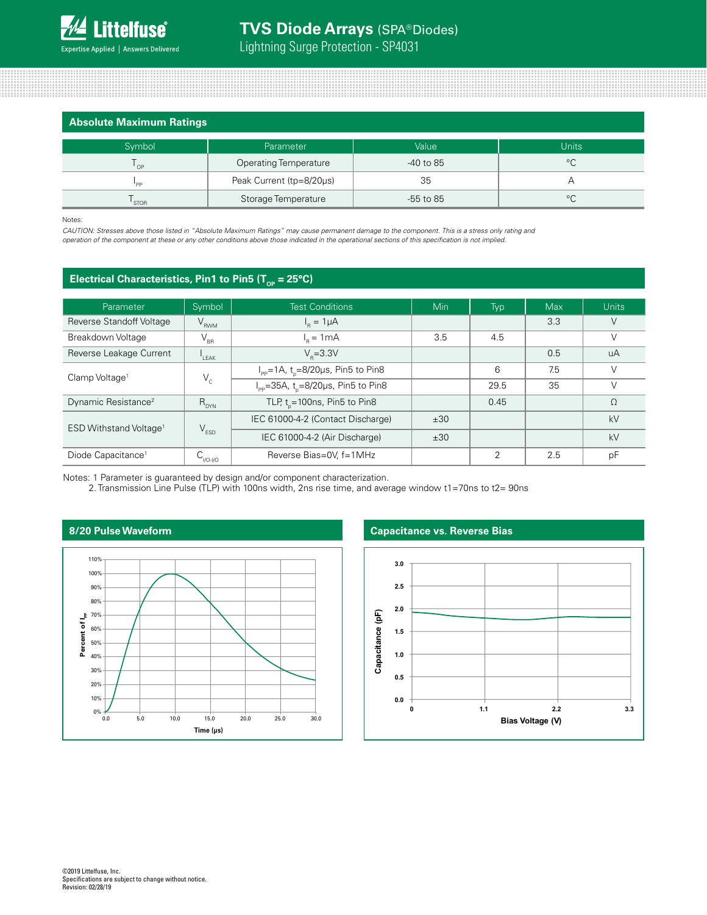## Absolute Maximum Ratings

| Symbol | Parameter | Value | Units |
|---|---|---|---|
| $T_{OP}$ | Operating Temperature | -40 to 85 | °C |
| $I_{PP}$ | Peak Current (tp=8/20μs) | 35 | A |
| $T_{STOR}$ | Storage Temperature | -55 to 85 | °C |

Notes:

*CAUTION: Stresses above those listed in "Absolute Maximum Ratings" may cause permanent damage to the component. This is a stress only rating and operation of the component at these or any other conditions above those indicated in the operational sections of this specification is not implied.*

## Electrical Characteristics, Pin1 to Pin5 ($T_{OP}$ = 25°C)

| Parameter | Symbol | Test Conditions | Min | Typ | Max | Units |
|---|---|---|---|---|---|---|
| Reverse Standoff Voltage | $V_{RWM}$ | $I_R$ = 1μA | | | 3.3 | V |
| Breakdown Voltage | $V_{BR}$ | $I_R$ = 1mA | 3.5 | 4.5 | | V |
| Reverse Leakage Current | $I_{LEAK}$ | $V_R$=3.3V | | | 0.5 | uA |
| Clamp Voltage[1] | $V_C$ | $I_{PP}$=1A, $t_p$=8/20μs, Pin5 to Pin8 | | 6 | 7.5 | V |
| | | $I_{PP}$=35A, $t_p$=8/20μs, Pin5 to Pin8 | | 29.5 | 35 | V |
| Dynamic Resistance[2] | $R_{DYN}$ | TLP, $t_p$=100ns, Pin5 to Pin8 | | 0.45 | | Ω |
| ESD Withstand Voltage[1] | $V_{ESD}$ | IEC 61000-4-2 (Contact Discharge) | ±30 | | | kV |
| | | IEC 61000-4-2 (Air Discharge) | ±30 | | | kV |
| Diode Capacitance[1] | $C_{I/O-I/O}$ | Reverse Bias=0V, f=1MHz | | 2 | 2.5 | pF |

Notes: 1 Parameter is guaranteed by design and/or component characterization.

2. Transmission Line Pulse (TLP) with 100ns width, 2ns rise time, and average window t1=70ns to t2= 90ns

## 8/20 Pulse Waveform

Percent of $I_{PP}$

110%
100%
90%
80%
70%
60%
50%
40%
30%
20%
10%
0%

0.0 5.0 10.0 15.0 20.0 25.0 30.0

Time (μs)

## Capacitance vs. Reverse Bias

Capacitance (pF)

3.0
2.5
2.0
1.5
1.0
0.5
0.0

0 1.1 2.2 3.3

Bias Voltage (V)

©2019 Littelfuse, Inc.
Specifications are subject to change without notice.
Revision: 02/28/19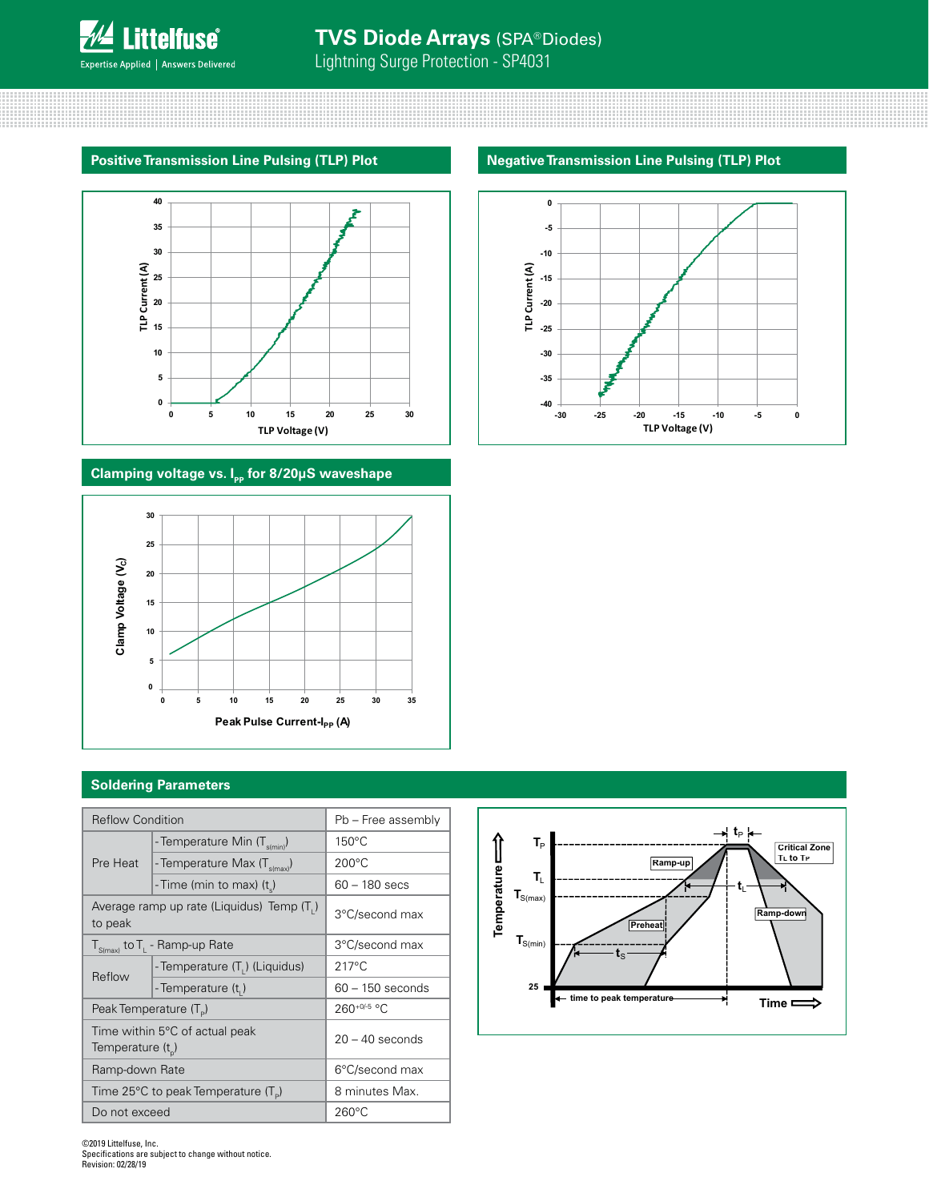## Positive Transmission Line Pulsing (TLP) Plot

TLP Current (A)
40
35
30
25
20
15
10
5
0
0 5 10 15 20 25 30
TLP Voltage (V)

## Negative Transmission Line Pulsing (TLP) Plot

TLP Current (A)
0
-5
-10
-15
-20
-25
-30
-35
-40
-30 -25 -20 -15 -10 -5 0
TLP Voltage (V)

## Clamping voltage vs. $I_{PP}$ for 8/20μS waveshape

Clamp Voltage ($V_C$)
30
25
20
15
10
5
0
0 5 10 15 20 25 30 35
Peak Pulse Current-$I_{PP}$ (A)

## Soldering Parameters

| Reflow Condition | | Pb – Free assembly |
|---|---|---|
| Pre Heat | -Temperature Min ($T_{s(min)}$) | 150°C |
| | -Temperature Max ($T_{s(max)}$) | 200°C |
| | -Time (min to max) ($t_s$) | 60 – 180 secs |
| Average ramp up rate (Liquidus) Temp ($T_L$) to peak | | 3°C/second max |
| $T_{S(max)}$ to $T_L$ - Ramp-up Rate | | 3°C/second max |
| Reflow | -Temperature ($T_L$) (Liquidus) | 217°C |
| | -Temperature ($t_L$) | 60 – 150 seconds |
| Peak Temperature ($T_P$) | | $260^{+0/-5}$ °C |
| Time within 5°C of actual peak Temperature ($t_p$) | | 20 – 40 seconds |
| Ramp-down Rate | | 6°C/second max |
| Time 25°C to peak Temperature ($T_P$) | | 8 minutes Max. |
| Do not exceed | | 260°C |

Temperature
$T_P$
$T_L$
$T_{S(max)}$
$T_{S(min)}$
25
$t_P$
Critical Zone $T_L$ to $T_P$
Ramp-up
$t_L$
Ramp-down
Preheat
$t_S$
time to peak temperature
Time

©2019 Littelfuse, Inc.
Specifications are subject to change without notice.
Revision: 02/28/19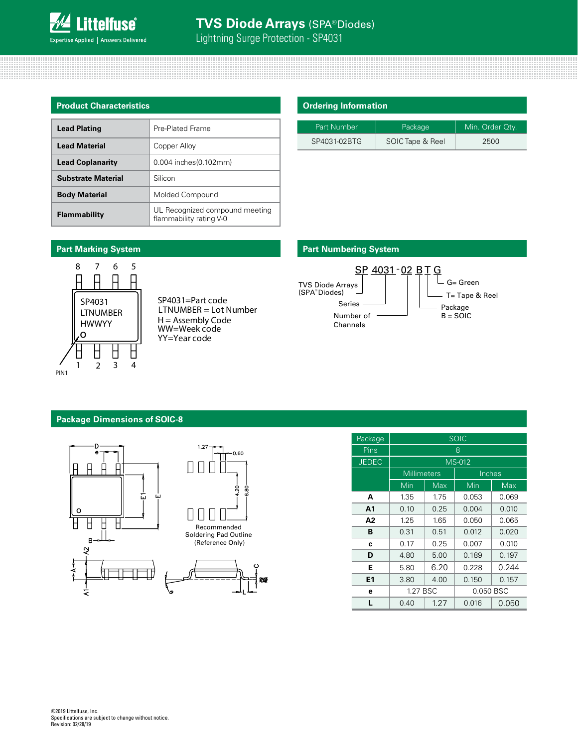## Product Characteristics

| | |
|---|---|
| **Lead Plating** | Pre-Plated Frame |
| **Lead Material** | Copper Alloy |
| **Lead Coplanarity** | 0.004 inches(0.102mm) |
| **Substrate Material** | Silicon |
| **Body Material** | Molded Compound |
| **Flammability** | UL Recognized compound meeting flammability rating V-0 |

## Ordering Information

| Part Number | Package | Min. Order Qty. |
|---|---|---|
| SP4031-02BTG | SOIC Tape & Reel | 2500 |

## Part Marking System

8 7 6 5

SP4031
LTNUMBER
HWWYY
O

1 2 3 4

PIN1

SP4031=Part code
LTNUMBER = Lot Number
H = Assembly Code
WW=Week code
YY=Year code

## Part Numbering System

SP 4031-02 B T G

- SP: TVS Diode Arrays (SPA® Diodes)
- 4031: Series
- 02: Number of Channels
- B: Package, B = SOIC
- T: T= Tape & Reel
- G: G= Green

## Package Dimensions of SOIC-8

D
e
E1
E
B
A2
A
A1
c
L
1.27
0.60
4.20
6.80
Recommended Soldering Pad Outline (Reference Only)

| Package | SOIC | | | |
|---|---|---|---|---|
| Pins | 8 | | | |
| JEDEC | MS-012 | | | |
| | Millimeters | | Inches | |
| | Min | Max | Min | Max |
| **A** | 1.35 | 1.75 | 0.053 | 0.069 |
| **A1** | 0.10 | 0.25 | 0.004 | 0.010 |
| **A2** | 1.25 | 1.65 | 0.050 | 0.065 |
| **B** | 0.31 | 0.51 | 0.012 | 0.020 |
| **c** | 0.17 | 0.25 | 0.007 | 0.010 |
| **D** | 4.80 | 5.00 | 0.189 | 0.197 |
| **E** | 5.80 | 6.20 | 0.228 | 0.244 |
| **E1** | 3.80 | 4.00 | 0.150 | 0.157 |
| **e** | 1.27 BSC | | 0.050 BSC | |
| **L** | 0.40 | 1.27 | 0.016 | 0.050 |

©2019 Littelfuse, Inc.
Specifications are subject to change without notice.
Revision: 02/28/19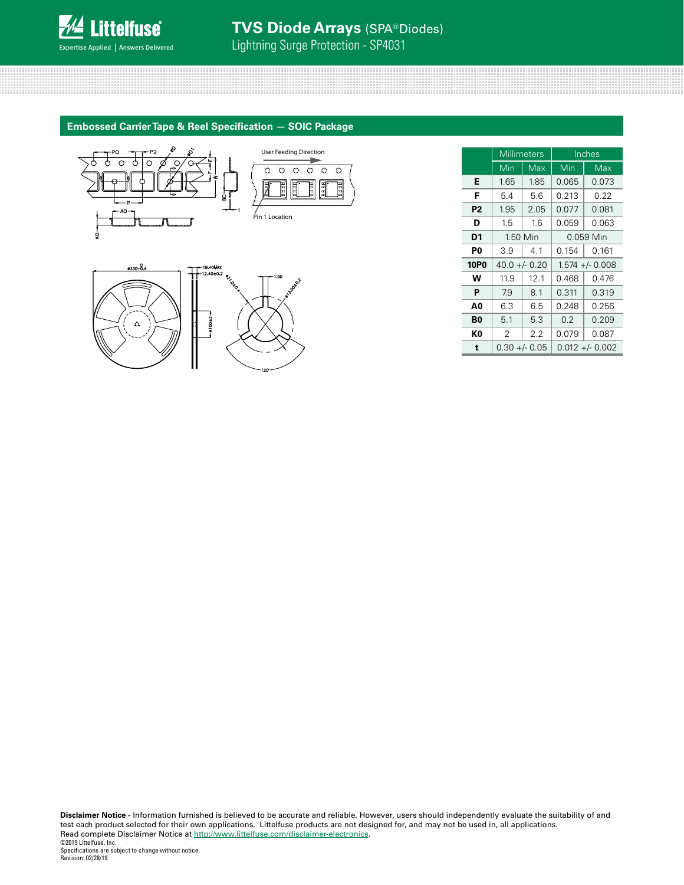## Embossed Carrier Tape & Reel Specification — SOIC Package

User Feeding Direction

Pin 1 Location

| | Millimeters | | Inches | |
|---|---|---|---|---|
| | Min | Max | Min | Max |
| **E** | 1.65 | 1.85 | 0.065 | 0.073 |
| **F** | 5.4 | 5.6 | 0.213 | 0.22 |
| **P2** | 1.95 | 2.05 | 0.077 | 0.081 |
| **D** | 1.5 | 1.6 | 0.059 | 0.063 |
| **D1** | 1.50 Min | | 0.059 Min | |
| **P0** | 3.9 | 4.1 | 0.154 | 0.161 |
| **10P0** | 40.0 +/- 0.20 | | 1.574 +/- 0.008 | |
| **W** | 11.9 | 12.1 | 0.468 | 0.476 |
| **P** | 7.9 | 8.1 | 0.311 | 0.319 |
| **A0** | 6.3 | 6.5 | 0.248 | 0.256 |
| **B0** | 5.1 | 5.3 | 0.2 | 0.209 |
| **K0** | 2 | 2.2 | 0.079 | 0.087 |
| **t** | 0.30 +/- 0.05 | | 0.012 +/- 0.002 | |

**Disclaimer Notice** - Information furnished is believed to be accurate and reliable. However, users should independently evaluate the suitability of and test each product selected for their own applications. Littelfuse products are not designed for, and may not be used in, all applications.
Read complete Disclaimer Notice at http://www.littelfuse.com/disclaimer-electronics.
©2019 Littelfuse, Inc.
Specifications are subject to change without notice.
Revision: 02/28/19